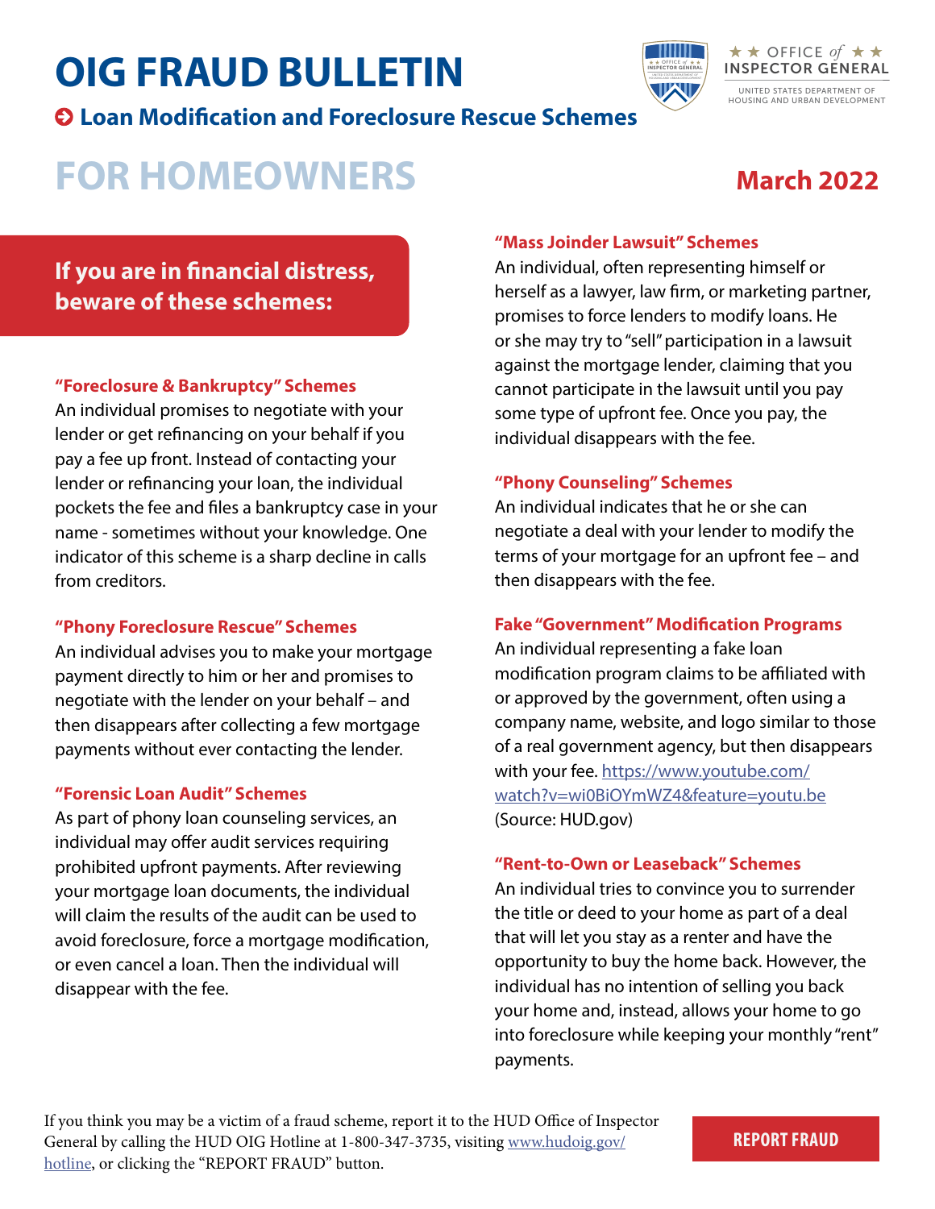# OIG FRAUD BULLETIN

## Loan Modification and Foreclosure Rescue Schemes

★ ★ OFFICE of ★ ★ INSPECTOR GENERAL
UNITED STATES DEPARTMENT OF HOUSING AND URBAN DEVELOPMENT

# FOR HOMEOWNERS

**March 2022**

**If you are in financial distress, beware of these schemes:**

### "Foreclosure & Bankruptcy" Schemes

An individual promises to negotiate with your lender or get refinancing on your behalf if you pay a fee up front. Instead of contacting your lender or refinancing your loan, the individual pockets the fee and files a bankruptcy case in your name - sometimes without your knowledge. One indicator of this scheme is a sharp decline in calls from creditors.

### "Phony Foreclosure Rescue" Schemes

An individual advises you to make your mortgage payment directly to him or her and promises to negotiate with the lender on your behalf – and then disappears after collecting a few mortgage payments without ever contacting the lender.

### "Forensic Loan Audit" Schemes

As part of phony loan counseling services, an individual may offer audit services requiring prohibited upfront payments. After reviewing your mortgage loan documents, the individual will claim the results of the audit can be used to avoid foreclosure, force a mortgage modification, or even cancel a loan. Then the individual will disappear with the fee.

### "Mass Joinder Lawsuit" Schemes

An individual, often representing himself or herself as a lawyer, law firm, or marketing partner, promises to force lenders to modify loans. He or she may try to "sell" participation in a lawsuit against the mortgage lender, claiming that you cannot participate in the lawsuit until you pay some type of upfront fee. Once you pay, the individual disappears with the fee.

### "Phony Counseling" Schemes

An individual indicates that he or she can negotiate a deal with your lender to modify the terms of your mortgage for an upfront fee – and then disappears with the fee.

### Fake "Government" Modification Programs

An individual representing a fake loan modification program claims to be affiliated with or approved by the government, often using a company name, website, and logo similar to those of a real government agency, but then disappears with your fee. https://www.youtube.com/watch?v=wi0BiOYmWZ4&feature=youtu.be (Source: HUD.gov)

### "Rent-to-Own or Leaseback" Schemes

An individual tries to convince you to surrender the title or deed to your home as part of a deal that will let you stay as a renter and have the opportunity to buy the home back. However, the individual has no intention of selling you back your home and, instead, allows your home to go into foreclosure while keeping your monthly "rent" payments.

If you think you may be a victim of a fraud scheme, report it to the HUD Office of Inspector General by calling the HUD OIG Hotline at 1-800-347-3735, visiting www.hudoig.gov/hotline, or clicking the "REPORT FRAUD" button.

**REPORT FRAUD**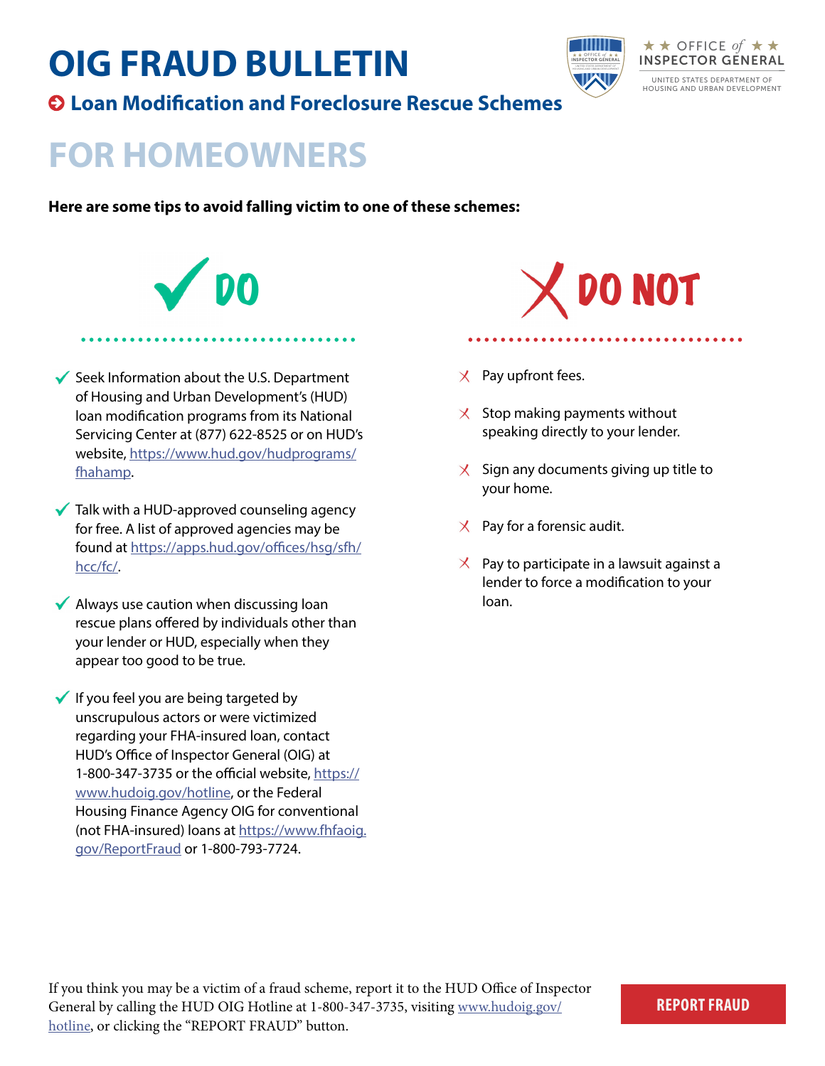# OIG FRAUD BULLETIN

**Loan Modification and Foreclosure Rescue Schemes**

★ ★ OFFICE *of* ★ ★
INSPECTOR GENERAL
UNITED STATES DEPARTMENT OF HOUSING AND URBAN DEVELOPMENT

## FOR HOMEOWNERS

**Here are some tips to avoid falling victim to one of these schemes:**

### DO

- Seek Information about the U.S. Department of Housing and Urban Development's (HUD) loan modification programs from its National Servicing Center at (877) 622-8525 or on HUD's website, https://www.hud.gov/hudprograms/fhahamp.
- Talk with a HUD-approved counseling agency for free. A list of approved agencies may be found at https://apps.hud.gov/offices/hsg/sfh/hcc/fc/.
- Always use caution when discussing loan rescue plans offered by individuals other than your lender or HUD, especially when they appear too good to be true.
- If you feel you are being targeted by unscrupulous actors or were victimized regarding your FHA-insured loan, contact HUD's Office of Inspector General (OIG) at 1-800-347-3735 or the official website, https://www.hudoig.gov/hotline, or the Federal Housing Finance Agency OIG for conventional (not FHA-insured) loans at https://www.fhfaoig.gov/ReportFraud or 1-800-793-7724.

### DO NOT

- Pay upfront fees.
- Stop making payments without speaking directly to your lender.
- Sign any documents giving up title to your home.
- Pay for a forensic audit.
- Pay to participate in a lawsuit against a lender to force a modification to your loan.

If you think you may be a victim of a fraud scheme, report it to the HUD Office of Inspector General by calling the HUD OIG Hotline at 1-800-347-3735, visiting www.hudoig.gov/hotline, or clicking the "REPORT FRAUD" button.

**REPORT FRAUD**